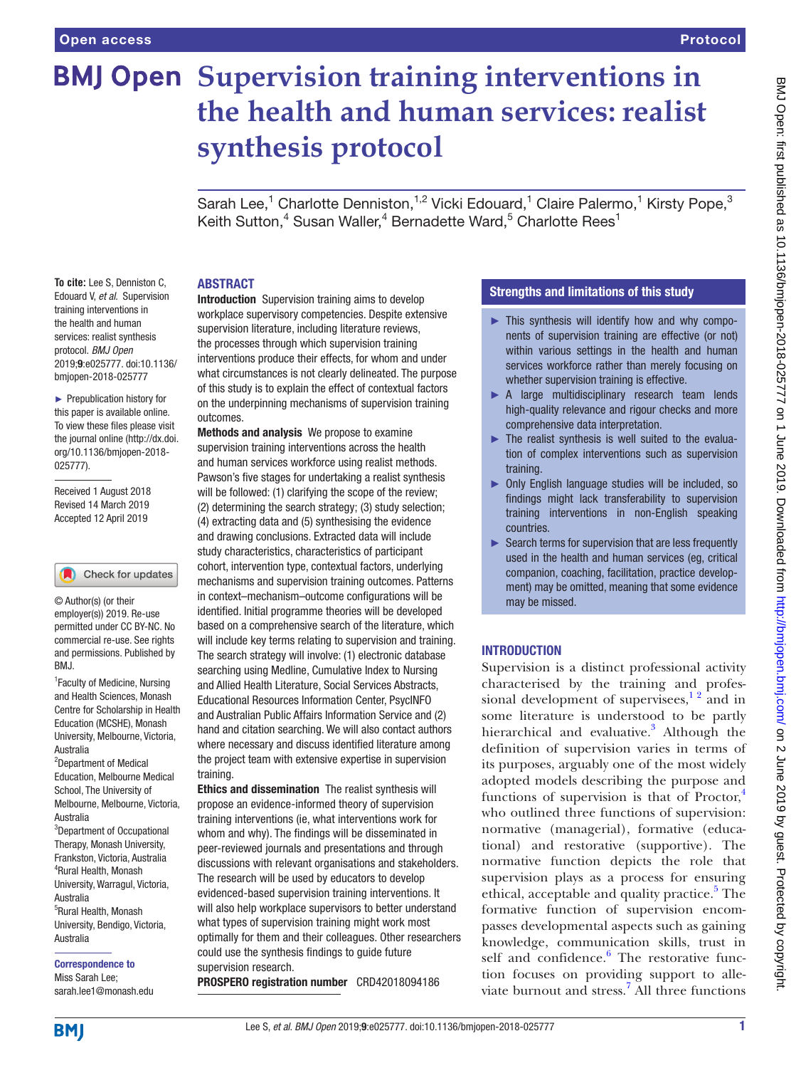Open access

Protocol

# Supervision training interventions in the health and human services: realist synthesis protocol

Sarah Lee,[1] Charlotte Denniston,[1,2] Vicki Edouard,[1] Claire Palermo,[1] Kirsty Pope,[3] Keith Sutton,[4] Susan Waller,[4] Bernadette Ward,[5] Charlotte Rees[1]

**To cite:** Lee S, Denniston C, Edouard V, *et al*. Supervision training interventions in the health and human services: realist synthesis protocol. *BMJ Open* 2019;**9**:e025777. doi:10.1136/bmjopen-2018-025777

► Prepublication history for this paper is available online. To view these files please visit the journal online (http://dx.doi.org/10.1136/bmjopen-2018-025777).

Received 1 August 2018
Revised 14 March 2019
Accepted 12 April 2019

© Author(s) (or their employer(s)) 2019. Re-use permitted under CC BY-NC. No commercial re-use. See rights and permissions. Published by BMJ.

[1]Faculty of Medicine, Nursing and Health Sciences, Monash Centre for Scholarship in Health Education (MCSHE), Monash University, Melbourne, Victoria, Australia
[2]Department of Medical Education, Melbourne Medical School, The University of Melbourne, Melbourne, Victoria, Australia
[3]Department of Occupational Therapy, Monash University, Frankston, Victoria, Australia
[4]Rural Health, Monash University, Warragul, Victoria, Australia
[5]Rural Health, Monash University, Bendigo, Victoria, Australia

**Correspondence to**
Miss Sarah Lee;
sarah.lee1@monash.edu

## ABSTRACT

**Introduction** Supervision training aims to develop workplace supervisory competencies. Despite extensive supervision literature, including literature reviews, the processes through which supervision training interventions produce their effects, for whom and under what circumstances is not clearly delineated. The purpose of this study is to explain the effect of contextual factors on the underpinning mechanisms of supervision training outcomes.

**Methods and analysis** We propose to examine supervision training interventions across the health and human services workforce using realist methods. Pawson's five stages for undertaking a realist synthesis will be followed: (1) clarifying the scope of the review; (2) determining the search strategy; (3) study selection; (4) extracting data and (5) synthesising the evidence and drawing conclusions. Extracted data will include study characteristics, characteristics of participant cohort, intervention type, contextual factors, underlying mechanisms and supervision training outcomes. Patterns in context–mechanism–outcome configurations will be identified. Initial programme theories will be developed based on a comprehensive search of the literature, which will include key terms relating to supervision and training. The search strategy will involve: (1) electronic database searching using Medline, Cumulative Index to Nursing and Allied Health Literature, Social Services Abstracts, Educational Resources Information Center, PsycINFO and Australian Public Affairs Information Service and (2) hand and citation searching. We will also contact authors where necessary and discuss identified literature among the project team with extensive expertise in supervision training.

**Ethics and dissemination** The realist synthesis will propose an evidence-informed theory of supervision training interventions (ie, what interventions work for whom and why). The findings will be disseminated in peer-reviewed journals and presentations and through discussions with relevant organisations and stakeholders. The research will be used by educators to develop evidenced-based supervision training interventions. It will also help workplace supervisors to better understand what types of supervision training might work most optimally for them and their colleagues. Other researchers could use the synthesis findings to guide future supervision research.

**PROSPERO registration number** CRD42018094186

## Strengths and limitations of this study

- ► This synthesis will identify how and why components of supervision training are effective (or not) within various settings in the health and human services workforce rather than merely focusing on whether supervision training is effective.
- ► A large multidisciplinary research team lends high-quality relevance and rigour checks and more comprehensive data interpretation.
- ► The realist synthesis is well suited to the evaluation of complex interventions such as supervision training.
- ► Only English language studies will be included, so findings might lack transferability to supervision training interventions in non-English speaking countries.
- ► Search terms for supervision that are less frequently used in the health and human services (eg, critical companion, coaching, facilitation, practice development) may be omitted, meaning that some evidence may be missed.

## INTRODUCTION

Supervision is a distinct professional activity characterised by the training and professional development of supervisees,[1,2] and in some literature is understood to be partly hierarchical and evaluative.[3] Although the definition of supervision varies in terms of its purposes, arguably one of the most widely adopted models describing the purpose and functions of supervision is that of Proctor,[4] who outlined three functions of supervision: normative (managerial), formative (educational) and restorative (supportive). The normative function depicts the role that supervision plays as a process for ensuring ethical, acceptable and quality practice.[5] The formative function of supervision encompasses developmental aspects such as gaining knowledge, communication skills, trust in self and confidence.[6] The restorative function focuses on providing support to alleviate burnout and stress.[7] All three functions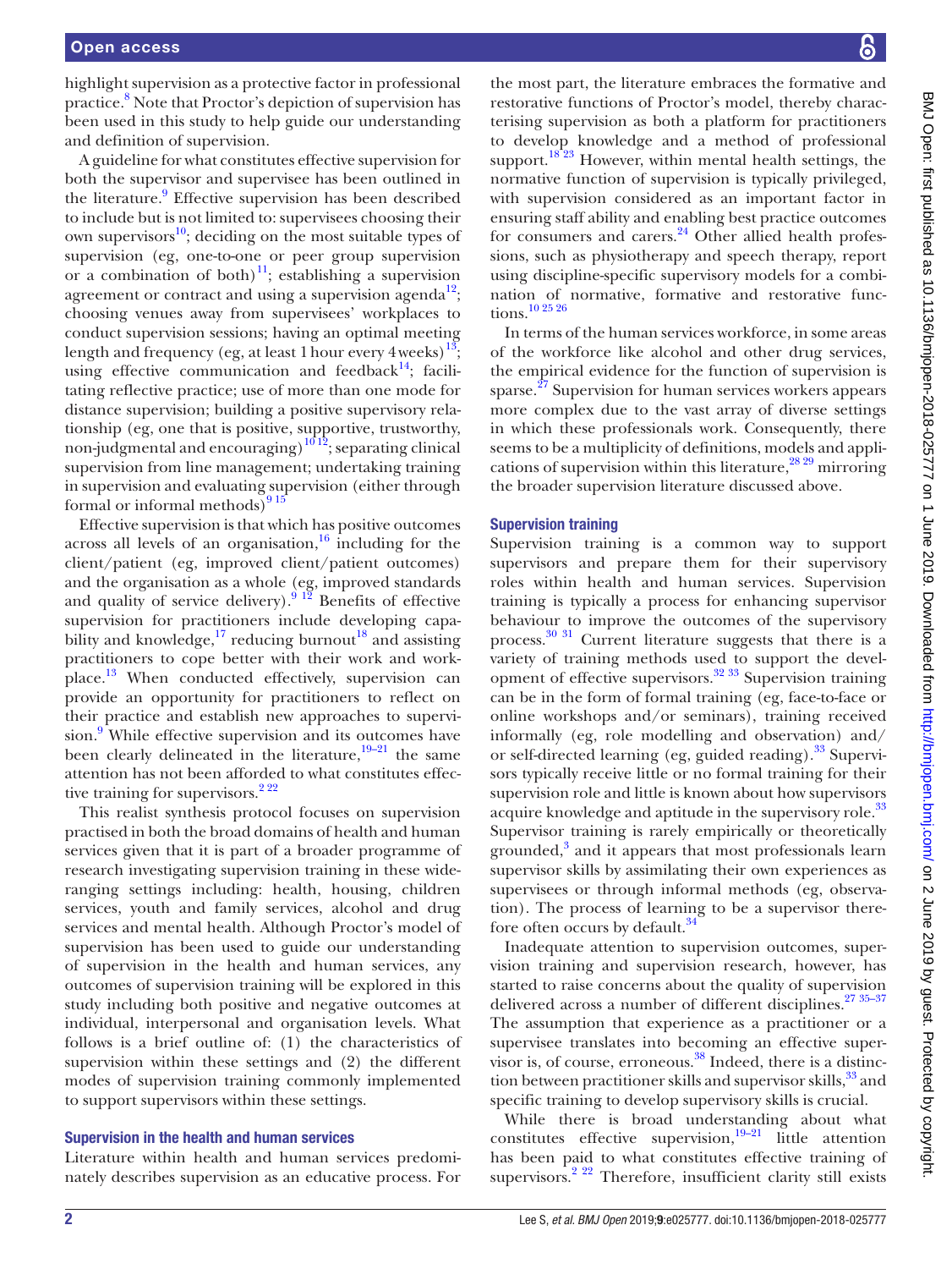highlight supervision as a protective factor in professional practice.[8] Note that Proctor's depiction of supervision has been used in this study to help guide our understanding and definition of supervision.

A guideline for what constitutes effective supervision for both the supervisor and supervisee has been outlined in the literature.[9] Effective supervision has been described to include but is not limited to: supervisees choosing their own supervisors[10]; deciding on the most suitable types of supervision (eg, one-to-one or peer group supervision or a combination of both)[11]; establishing a supervision agreement or contract and using a supervision agenda[12]; choosing venues away from supervisees' workplaces to conduct supervision sessions; having an optimal meeting length and frequency (eg, at least 1 hour every 4 weeks)[13]; using effective communication and feedback[14]; facilitating reflective practice; use of more than one mode for distance supervision; building a positive supervisory relationship (eg, one that is positive, supportive, trustworthy, non-judgmental and encouraging)[10 12]; separating clinical supervision from line management; undertaking training in supervision and evaluating supervision (either through formal or informal methods)[9 15]

Effective supervision is that which has positive outcomes across all levels of an organisation,[16] including for the client/patient (eg, improved client/patient outcomes) and the organisation as a whole (eg, improved standards and quality of service delivery).[9 12] Benefits of effective supervision for practitioners include developing capability and knowledge,[17] reducing burnout[18] and assisting practitioners to cope better with their work and workplace.[13] When conducted effectively, supervision can provide an opportunity for practitioners to reflect on their practice and establish new approaches to supervision.[9] While effective supervision and its outcomes have been clearly delineated in the literature,[19–21] the same attention has not been afforded to what constitutes effective training for supervisors.[2 22]

This realist synthesis protocol focuses on supervision practised in both the broad domains of health and human services given that it is part of a broader programme of research investigating supervision training in these wide-ranging settings including: health, housing, children services, youth and family services, alcohol and drug services and mental health. Although Proctor's model of supervision has been used to guide our understanding of supervision in the health and human services, any outcomes of supervision training will be explored in this study including both positive and negative outcomes at individual, interpersonal and organisation levels. What follows is a brief outline of: (1) the characteristics of supervision within these settings and (2) the different modes of supervision training commonly implemented to support supervisors within these settings.

## Supervision in the health and human services

Literature within health and human services predominately describes supervision as an educative process. For the most part, the literature embraces the formative and restorative functions of Proctor's model, thereby characterising supervision as both a platform for practitioners to develop knowledge and a method of professional support.[18 23] However, within mental health settings, the normative function of supervision is typically privileged, with supervision considered as an important factor in ensuring staff ability and enabling best practice outcomes for consumers and carers.[24] Other allied health professions, such as physiotherapy and speech therapy, report using discipline-specific supervisory models for a combination of normative, formative and restorative functions.[10 25 26]

In terms of the human services workforce, in some areas of the workforce like alcohol and other drug services, the empirical evidence for the function of supervision is sparse.[27] Supervision for human services workers appears more complex due to the vast array of diverse settings in which these professionals work. Consequently, there seems to be a multiplicity of definitions, models and applications of supervision within this literature,[28 29] mirroring the broader supervision literature discussed above.

## Supervision training

Supervision training is a common way to support supervisors and prepare them for their supervisory roles within health and human services. Supervision training is typically a process for enhancing supervisor behaviour to improve the outcomes of the supervisory process.[30 31] Current literature suggests that there is a variety of training methods used to support the development of effective supervisors.[32 33] Supervision training can be in the form of formal training (eg, face-to-face or online workshops and/or seminars), training received informally (eg, role modelling and observation) and/or self-directed learning (eg, guided reading).[33] Supervisors typically receive little or no formal training for their supervision role and little is known about how supervisors acquire knowledge and aptitude in the supervisory role.[33] Supervisor training is rarely empirically or theoretically grounded,[3] and it appears that most professionals learn supervisor skills by assimilating their own experiences as supervisees or through informal methods (eg, observation). The process of learning to be a supervisor therefore often occurs by default.[34]

Inadequate attention to supervision outcomes, supervision training and supervision research, however, has started to raise concerns about the quality of supervision delivered across a number of different disciplines.[27 35–37] The assumption that experience as a practitioner or a supervisee translates into becoming an effective supervisor is, of course, erroneous.[38] Indeed, there is a distinction between practitioner skills and supervisor skills,[33] and specific training to develop supervisory skills is crucial.

While there is broad understanding about what constitutes effective supervision,[19–21] little attention has been paid to what constitutes effective training of supervisors.[2 22] Therefore, insufficient clarity still exists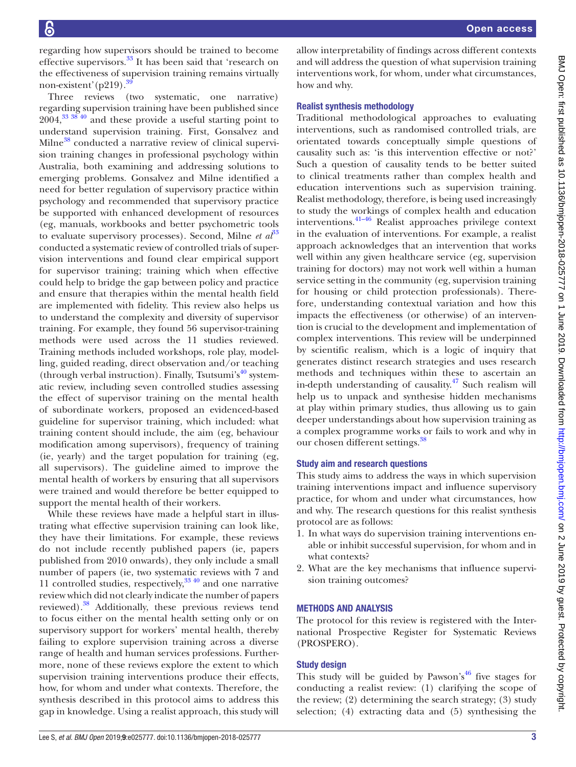regarding how supervisors should be trained to become effective supervisors.[33] It has been said that 'research on the effectiveness of supervision training remains virtually non-existent' (p219).[39]

Three reviews (two systematic, one narrative) regarding supervision training have been published since 2004,[33 38 40] and these provide a useful starting point to understand supervision training. First, Gonsalvez and Milne[38] conducted a narrative review of clinical supervision training changes in professional psychology within Australia, both examining and addressing solutions to emerging problems. Gonsalvez and Milne identified a need for better regulation of supervisory practice within psychology and recommended that supervisory practice be supported with enhanced development of resources (eg, manuals, workbooks and better psychometric tools to evaluate supervisory processes). Second, Milne *et al*[33] conducted a systematic review of controlled trials of supervision interventions and found clear empirical support for supervisor training; training which when effective could help to bridge the gap between policy and practice and ensure that therapies within the mental health field are implemented with fidelity. This review also helps us to understand the complexity and diversity of supervisor training. For example, they found 56 supervisor-training methods were used across the 11 studies reviewed. Training methods included workshops, role play, modelling, guided reading, direct observation and/or teaching (through verbal instruction). Finally, Tsutsumi's[40] systematic review, including seven controlled studies assessing the effect of supervisor training on the mental health of subordinate workers, proposed an evidenced-based guideline for supervisor training, which included: what training content should include, the aim (eg, behaviour modification among supervisors), frequency of training (ie, yearly) and the target population for training (eg, all supervisors). The guideline aimed to improve the mental health of workers by ensuring that all supervisors were trained and would therefore be better equipped to support the mental health of their workers.

While these reviews have made a helpful start in illustrating what effective supervision training can look like, they have their limitations. For example, these reviews do not include recently published papers (ie, papers published from 2010 onwards), they only include a small number of papers (ie, two systematic reviews with 7 and 11 controlled studies, respectively,[33 40] and one narrative review which did not clearly indicate the number of papers reviewed).[38] Additionally, these previous reviews tend to focus either on the mental health setting only or on supervisory support for workers' mental health, thereby failing to explore supervision training across a diverse range of health and human services professions. Furthermore, none of these reviews explore the extent to which supervision training interventions produce their effects, how, for whom and under what contexts. Therefore, the synthesis described in this protocol aims to address this gap in knowledge. Using a realist approach, this study will allow interpretability of findings across different contexts and will address the question of what supervision training interventions work, for whom, under what circumstances, how and why.

### Realist synthesis methodology

Traditional methodological approaches to evaluating interventions, such as randomised controlled trials, are orientated towards conceptually simple questions of causality such as: 'is this intervention effective or not?' Such a question of causality tends to be better suited to clinical treatments rather than complex health and education interventions such as supervision training. Realist methodology, therefore, is being used increasingly to study the workings of complex health and education interventions.[41–46] Realist approaches privilege context in the evaluation of interventions. For example, a realist approach acknowledges that an intervention that works well within any given healthcare service (eg, supervision training for doctors) may not work well within a human service setting in the community (eg, supervision training for housing or child protection professionals). Therefore, understanding contextual variation and how this impacts the effectiveness (or otherwise) of an intervention is crucial to the development and implementation of complex interventions. This review will be underpinned by scientific realism, which is a logic of inquiry that generates distinct research strategies and uses research methods and techniques within these to ascertain an in-depth understanding of causality.[47] Such realism will help us to unpack and synthesise hidden mechanisms at play within primary studies, thus allowing us to gain deeper understandings about how supervision training as a complex programme works or fails to work and why in our chosen different settings.[38]

### Study aim and research questions

This study aims to address the ways in which supervision training interventions impact and influence supervisory practice, for whom and under what circumstances, how and why. The research questions for this realist synthesis protocol are as follows:

1. In what ways do supervision training interventions enable or inhibit successful supervision, for whom and in what contexts?
2. What are the key mechanisms that influence supervision training outcomes?

## METHODS AND ANALYSIS

The protocol for this review is registered with the International Prospective Register for Systematic Reviews (PROSPERO).

### Study design

This study will be guided by Pawson's[46] five stages for conducting a realist review: (1) clarifying the scope of the review; (2) determining the search strategy; (3) study selection; (4) extracting data and (5) synthesising the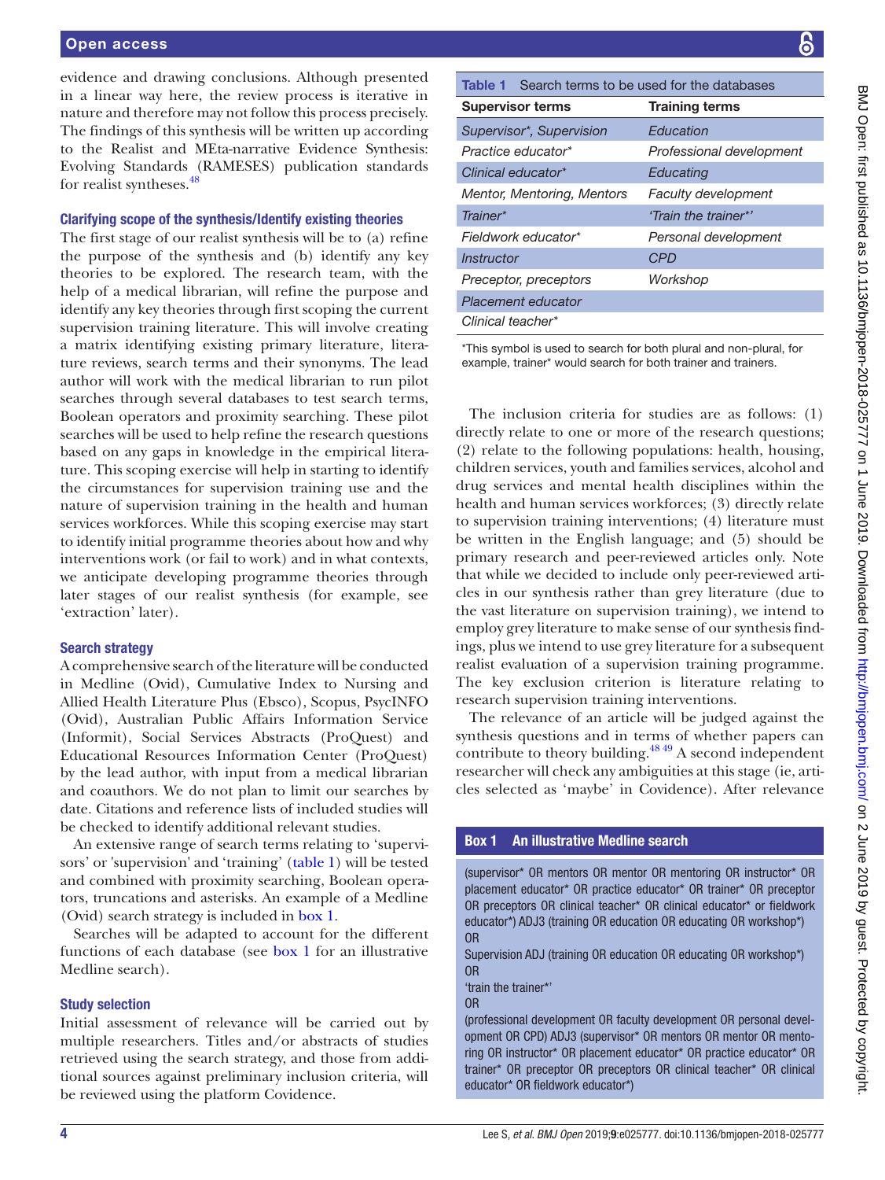evidence and drawing conclusions. Although presented in a linear way here, the review process is iterative in nature and therefore may not follow this process precisely. The findings of this synthesis will be written up according to the Realist and MEta-narrative Evidence Synthesis: Evolving Standards (RAMESES) publication standards for realist syntheses.[48]

### Clarifying scope of the synthesis/Identify existing theories

The first stage of our realist synthesis will be to (a) refine the purpose of the synthesis and (b) identify any key theories to be explored. The research team, with the help of a medical librarian, will refine the purpose and identify any key theories through first scoping the current supervision training literature. This will involve creating a matrix identifying existing primary literature, literature reviews, search terms and their synonyms. The lead author will work with the medical librarian to run pilot searches through several databases to test search terms, Boolean operators and proximity searching. These pilot searches will be used to help refine the research questions based on any gaps in knowledge in the empirical literature. This scoping exercise will help in starting to identify the circumstances for supervision training use and the nature of supervision training in the health and human services workforces. While this scoping exercise may start to identify initial programme theories about how and why interventions work (or fail to work) and in what contexts, we anticipate developing programme theories through later stages of our realist synthesis (for example, see 'extraction' later).

### Search strategy

A comprehensive search of the literature will be conducted in Medline (Ovid), Cumulative Index to Nursing and Allied Health Literature Plus (Ebsco), Scopus, PsycINFO (Ovid), Australian Public Affairs Information Service (Informit), Social Services Abstracts (ProQuest) and Educational Resources Information Center (ProQuest) by the lead author, with input from a medical librarian and coauthors. We do not plan to limit our searches by date. Citations and reference lists of included studies will be checked to identify additional relevant studies.

An extensive range of search terms relating to 'supervisors' or 'supervision' and 'training' (table 1) will be tested and combined with proximity searching, Boolean operators, truncations and asterisks. An example of a Medline (Ovid) search strategy is included in box 1.

Searches will be adapted to account for the different functions of each database (see box 1 for an illustrative Medline search).

### Study selection

Initial assessment of relevance will be carried out by multiple researchers. Titles and/or abstracts of studies retrieved using the search strategy, and those from additional sources against preliminary inclusion criteria, will be reviewed using the platform Covidence.

**Table 1** Search terms to be used for the databases

| Supervisor terms | Training terms |
|---|---|
| *Supervisor\*, Supervision* | *Education* |
| *Practice educator\** | *Professional development* |
| *Clinical educator\** | *Educating* |
| *Mentor, Mentoring, Mentors* | *Faculty development* |
| *Trainer\** | *'Train the trainer\*'* |
| *Fieldwork educator\** | *Personal development* |
| *Instructor* | *CPD* |
| *Preceptor, preceptors* | *Workshop* |
| *Placement educator* | |
| *Clinical teacher\** | |

*This symbol is used to search for both plural and non-plural, for example, trainer* would search for both trainer and trainers.

The inclusion criteria for studies are as follows: (1) directly relate to one or more of the research questions; (2) relate to the following populations: health, housing, children services, youth and families services, alcohol and drug services and mental health disciplines within the health and human services workforces; (3) directly relate to supervision training interventions; (4) literature must be written in the English language; and (5) should be primary research and peer-reviewed articles only. Note that while we decided to include only peer-reviewed articles in our synthesis rather than grey literature (due to the vast literature on supervision training), we intend to employ grey literature to make sense of our synthesis findings, plus we intend to use grey literature for a subsequent realist evaluation of a supervision training programme. The key exclusion criterion is literature relating to research supervision training interventions.

The relevance of an article will be judged against the synthesis questions and in terms of whether papers can contribute to theory building.[48,49] A second independent researcher will check any ambiguities at this stage (ie, articles selected as 'maybe' in Covidence). After relevance

**Box 1 An illustrative Medline search**

(supervisor* OR mentors OR mentor OR mentoring OR instructor* OR placement educator* OR practice educator* OR trainer* OR preceptor OR preceptors OR clinical teacher* OR clinical educator* OR fieldwork educator*) ADJ3 (training OR education OR educating OR workshop*)
OR
Supervision ADJ (training OR education OR educating OR workshop*)
OR
'train the trainer*'
OR
(professional development OR faculty development OR personal development OR CPD) ADJ3 (supervisor* OR mentors OR mentor OR mentoring OR instructor* OR placement educator* OR practice educator* OR trainer* OR preceptor OR preceptors OR clinical teacher* OR clinical educator* OR fieldwork educator*)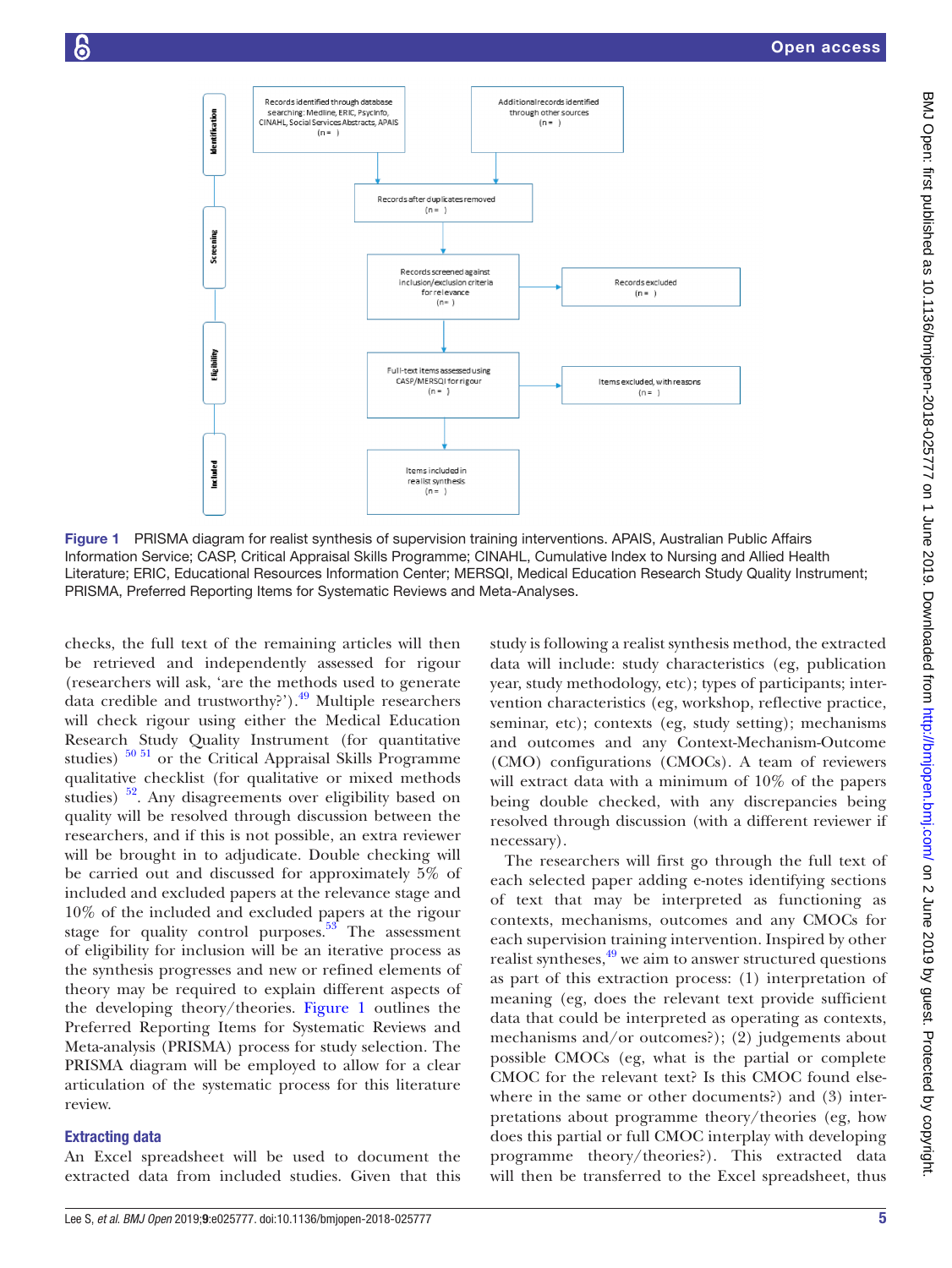Figure 1 PRISMA diagram for realist synthesis of supervision training interventions. APAIS, Australian Public Affairs Information Service; CASP, Critical Appraisal Skills Programme; CINAHL, Cumulative Index to Nursing and Allied Health Literature; ERIC, Educational Resources Information Center; MERSQI, Medical Education Research Study Quality Instrument; PRISMA, Preferred Reporting Items for Systematic Reviews and Meta-Analyses.

checks, the full text of the remaining articles will then be retrieved and independently assessed for rigour (researchers will ask, 'are the methods used to generate data credible and trustworthy?').[49] Multiple researchers will check rigour using either the Medical Education Research Study Quality Instrument (for quantitative studies) [50 51] or the Critical Appraisal Skills Programme qualitative checklist (for qualitative or mixed methods studies) [52]. Any disagreements over eligibility based on quality will be resolved through discussion between the researchers, and if this is not possible, an extra reviewer will be brought in to adjudicate. Double checking will be carried out and discussed for approximately 5% of included and excluded papers at the relevance stage and 10% of the included and excluded papers at the rigour stage for quality control purposes.[53] The assessment of eligibility for inclusion will be an iterative process as the synthesis progresses and new or refined elements of theory may be required to explain different aspects of the developing theory/theories. Figure 1 outlines the Preferred Reporting Items for Systematic Reviews and Meta-analysis (PRISMA) process for study selection. The PRISMA diagram will be employed to allow for a clear articulation of the systematic process for this literature review.

### Extracting data

An Excel spreadsheet will be used to document the extracted data from included studies. Given that this study is following a realist synthesis method, the extracted data will include: study characteristics (eg, publication year, study methodology, etc); types of participants; intervention characteristics (eg, workshop, reflective practice, seminar, etc); contexts (eg, study setting); mechanisms and outcomes and any Context-Mechanism-Outcome (CMO) configurations (CMOCs). A team of reviewers will extract data with a minimum of 10% of the papers being double checked, with any discrepancies being resolved through discussion (with a different reviewer if necessary).

The researchers will first go through the full text of each selected paper adding e-notes identifying sections of text that may be interpreted as functioning as contexts, mechanisms, outcomes and any CMOCs for each supervision training intervention. Inspired by other realist syntheses,[49] we aim to answer structured questions as part of this extraction process: (1) interpretation of meaning (eg, does the relevant text provide sufficient data that could be interpreted as operating as contexts, mechanisms and/or outcomes?); (2) judgements about possible CMOCs (eg, what is the partial or complete CMOC for the relevant text? Is this CMOC found elsewhere in the same or other documents?) and (3) interpretations about programme theory/theories (eg, how does this partial or full CMOC interplay with developing programme theory/theories?). This extracted data will then be transferred to the Excel spreadsheet, thus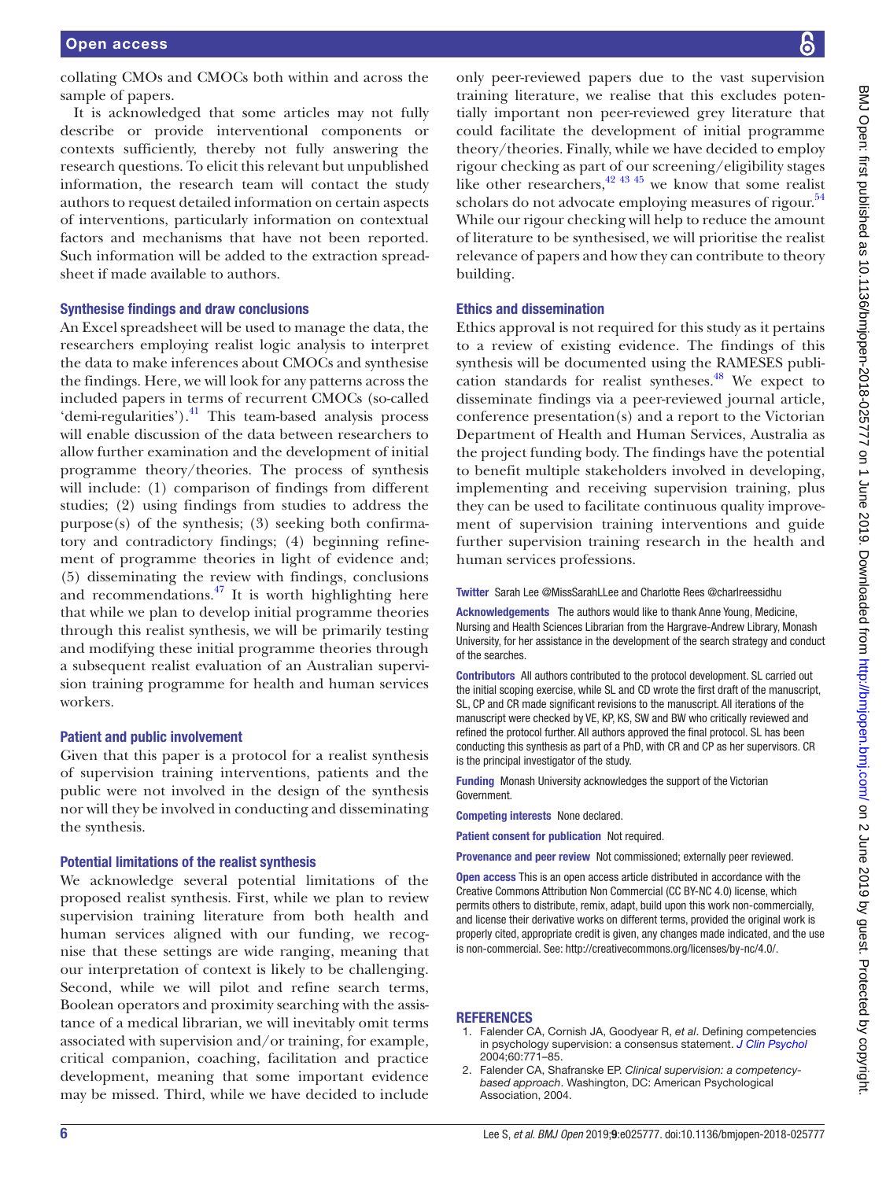collating CMOs and CMOCs both within and across the sample of papers.

It is acknowledged that some articles may not fully describe or provide interventional components or contexts sufficiently, thereby not fully answering the research questions. To elicit this relevant but unpublished information, the research team will contact the study authors to request detailed information on certain aspects of interventions, particularly information on contextual factors and mechanisms that have not been reported. Such information will be added to the extraction spreadsheet if made available to authors.

### Synthesise findings and draw conclusions

An Excel spreadsheet will be used to manage the data, the researchers employing realist logic analysis to interpret the data to make inferences about CMOCs and synthesise the findings. Here, we will look for any patterns across the included papers in terms of recurrent CMOCs (so-called 'demi-regularities').[41] This team-based analysis process will enable discussion of the data between researchers to allow further examination and the development of initial programme theory/theories. The process of synthesis will include: (1) comparison of findings from different studies; (2) using findings from studies to address the purpose(s) of the synthesis; (3) seeking both confirmatory and contradictory findings; (4) beginning refinement of programme theories in light of evidence and; (5) disseminating the review with findings, conclusions and recommendations.[47] It is worth highlighting here that while we plan to develop initial programme theories through this realist synthesis, we will be primarily testing and modifying these initial programme theories through a subsequent realist evaluation of an Australian supervision training programme for health and human services workers.

### Patient and public involvement

Given that this paper is a protocol for a realist synthesis of supervision training interventions, patients and the public were not involved in the design of the synthesis nor will they be involved in conducting and disseminating the synthesis.

### Potential limitations of the realist synthesis

We acknowledge several potential limitations of the proposed realist synthesis. First, while we plan to review supervision training literature from both health and human services aligned with our funding, we recognise that these settings are wide ranging, meaning that our interpretation of context is likely to be challenging. Second, while we will pilot and refine search terms, Boolean operators and proximity searching with the assistance of a medical librarian, we will inevitably omit terms associated with supervision and/or training, for example, critical companion, coaching, facilitation and practice development, meaning that some important evidence may be missed. Third, while we have decided to include only peer-reviewed papers due to the vast supervision training literature, we realise that this excludes potentially important non peer-reviewed grey literature that could facilitate the development of initial programme theory/theories. Finally, while we have decided to employ rigour checking as part of our screening/eligibility stages like other researchers,[42 43 45] we know that some realist scholars do not advocate employing measures of rigour.[54] While our rigour checking will help to reduce the amount of literature to be synthesised, we will prioritise the realist relevance of papers and how they can contribute to theory building.

### Ethics and dissemination

Ethics approval is not required for this study as it pertains to a review of existing evidence. The findings of this synthesis will be documented using the RAMESES publication standards for realist syntheses.[48] We expect to disseminate findings via a peer-reviewed journal article, conference presentation(s) and a report to the Victorian Department of Health and Human Services, Australia as the project funding body. The findings have the potential to benefit multiple stakeholders involved in developing, implementing and receiving supervision training, plus they can be used to facilitate continuous quality improvement of supervision training interventions and guide further supervision training research in the health and human services professions.

**Twitter** Sarah Lee @MissSarahLLee and Charlotte Rees @charlreessidhu

**Acknowledgements** The authors would like to thank Anne Young, Medicine, Nursing and Health Sciences Librarian from the Hargrave-Andrew Library, Monash University, for her assistance in the development of the search strategy and conduct of the searches.

**Contributors** All authors contributed to the protocol development. SL carried out the initial scoping exercise, while SL and CD wrote the first draft of the manuscript, SL, CP and CR made significant revisions to the manuscript. All iterations of the manuscript were checked by VE, KP, KS, SW and BW who critically reviewed and refined the protocol further. All authors approved the final protocol. SL has been conducting this synthesis as part of a PhD, with CR and CP as her supervisors. CR is the principal investigator of the study.

**Funding** Monash University acknowledges the support of the Victorian Government.

**Competing interests** None declared.

**Patient consent for publication** Not required.

**Provenance and peer review** Not commissioned; externally peer reviewed.

**Open access** This is an open access article distributed in accordance with the Creative Commons Attribution Non Commercial (CC BY-NC 4.0) license, which permits others to distribute, remix, adapt, build upon this work non-commercially, and license their derivative works on different terms, provided the original work is properly cited, appropriate credit is given, any changes made indicated, and the use is non-commercial. See: http://creativecommons.org/licenses/by-nc/4.0/.

## REFERENCES

1. Falender CA, Cornish JA, Goodyear R, *et al*. Defining competencies in psychology supervision: a consensus statement. *J Clin Psychol* 2004;60:771–85.
2. Falender CA, Shafranske EP. *Clinical supervision: a competency-based approach*. Washington, DC: American Psychological Association, 2004.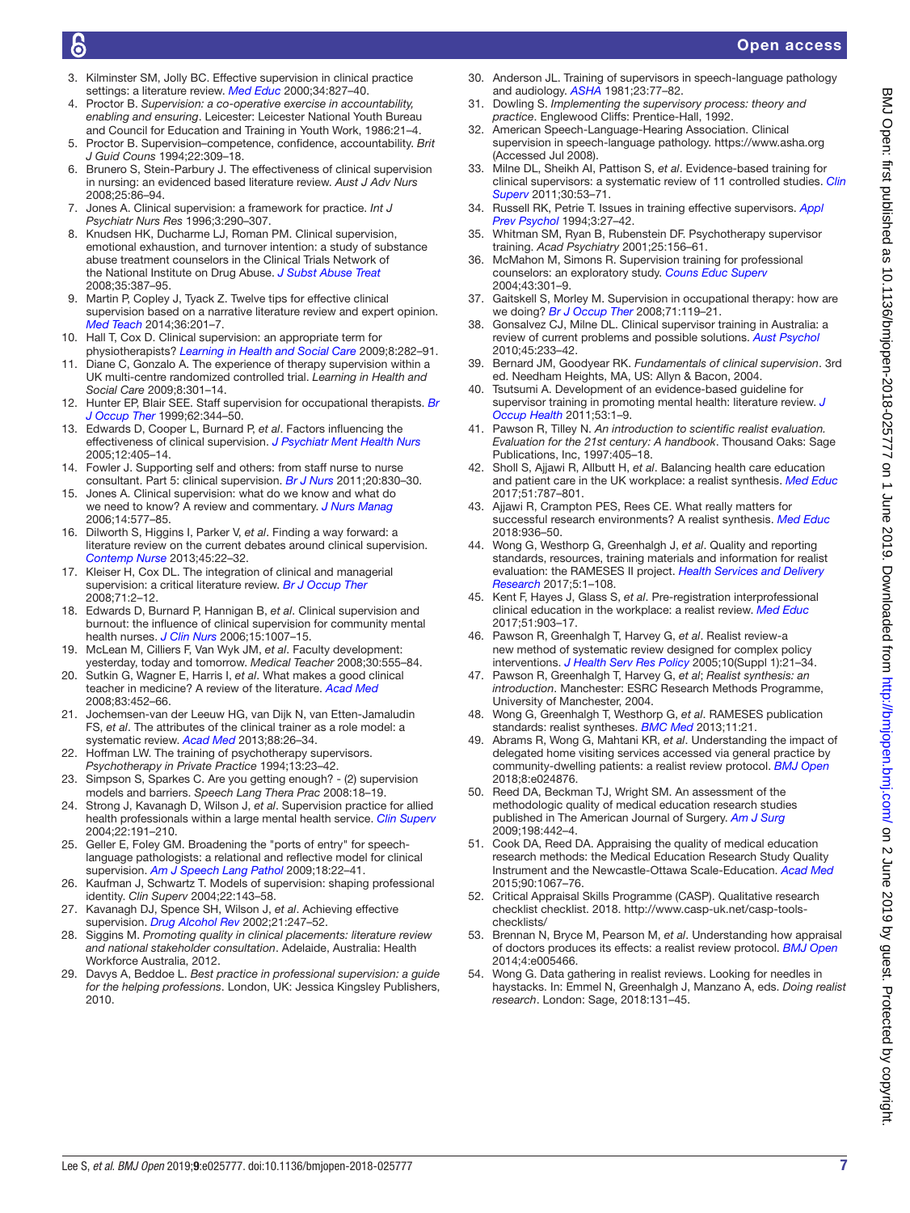3. Kilminster SM, Jolly BC. Effective supervision in clinical practice settings: a literature review. *Med Educ* 2000;34:827–40.
4. Proctor B. *Supervision: a co-operative exercise in accountability, enabling and ensuring*. Leicester: Leicester National Youth Bureau and Council for Education and Training in Youth Work, 1986:21–4.
5. Proctor B. Supervision–competence, confidence, accountability. *Brit J Guid Couns* 1994;22:309–18.
6. Brunero S, Stein-Parbury J. The effectiveness of clinical supervision in nursing: an evidenced based literature review. *Aust J Adv Nurs* 2008;25:86–94.
7. Jones A. Clinical supervision: a framework for practice. *Int J Psychiatr Nurs Res* 1996;3:290–307.
8. Knudsen HK, Ducharme LJ, Roman PM. Clinical supervision, emotional exhaustion, and turnover intention: a study of substance abuse treatment counselors in the Clinical Trials Network of the National Institute on Drug Abuse. *J Subst Abuse Treat* 2008;35:387–95.
9. Martin P, Copley J, Tyack Z. Twelve tips for effective clinical supervision based on a narrative literature review and expert opinion. *Med Teach* 2014;36:201–7.
10. Hall T, Cox D. Clinical supervision: an appropriate term for physiotherapists? *Learning in Health and Social Care* 2009;8:282–91.
11. Diane C, Gonzalo A. The experience of therapy supervision within a UK multi-centre randomized controlled trial. *Learning in Health and Social Care* 2009;8:301–14.
12. Hunter EP, Blair SEE. Staff supervision for occupational therapists. *Br J Occup Ther* 1999;62:344–50.
13. Edwards D, Cooper L, Burnard P, *et al*. Factors influencing the effectiveness of clinical supervision. *J Psychiatr Ment Health Nurs* 2005;12:405–14.
14. Fowler J. Supporting self and others: from staff nurse to nurse consultant. Part 5: clinical supervision. *Br J Nurs* 2011;20:830–30.
15. Jones A. Clinical supervision: what do we know and what do we need to know? A review and commentary. *J Nurs Manag* 2006;14:577–85.
16. Dilworth S, Higgins I, Parker V, *et al*. Finding a way forward: a literature review on the current debates around clinical supervision. *Contemp Nurse* 2013;45:22–32.
17. Kleiser H, Cox DL. The integration of clinical and managerial supervision: a critical literature review. *Br J Occup Ther* 2008;71:2–12.
18. Edwards D, Burnard P, Hannigan B, *et al*. Clinical supervision and burnout: the influence of clinical supervision for community mental health nurses. *J Clin Nurs* 2006;15:1007–15.
19. McLean M, Cilliers F, Van Wyk JM, *et al*. Faculty development: yesterday, today and tomorrow. *Medical Teacher* 2008;30:555–84.
20. Sutkin G, Wagner E, Harris I, *et al*. What makes a good clinical teacher in medicine? A review of the literature. *Acad Med* 2008;83:452–66.
21. Jochemsen-van der Leeuw HG, van Dijk N, van Etten-Jamaludin FS, *et al*. The attributes of the clinical trainer as a role model: a systematic review. *Acad Med* 2013;88:26–34.
22. Hoffman LW. The training of psychotherapy supervisors. *Psychotherapy in Private Practice* 1994;13:23–42.
23. Simpson S, Sparkes C. Are you getting enough? - (2) supervision models and barriers. *Speech Lang Thera Prac* 2008:18–19.
24. Strong J, Kavanagh D, Wilson J, *et al*. Supervision practice for allied health professionals within a large mental health service. *Clin Superv* 2004;22:191–210.
25. Geller E, Foley GM. Broadening the "ports of entry" for speech-language pathologists: a relational and reflective model for clinical supervision. *Am J Speech Lang Pathol* 2009;18:22–41.
26. Kaufman J, Schwartz T. Models of supervision: shaping professional identity. *Clin Superv* 2004;22:143–58.
27. Kavanagh DJ, Spence SH, Wilson J, *et al*. Achieving effective supervision. *Drug Alcohol Rev* 2002;21:247–52.
28. Siggins M. *Promoting quality in clinical placements: literature review and national stakeholder consultation*. Adelaide, Australia: Health Workforce Australia, 2012.
29. Davys A, Beddoe L. *Best practice in professional supervision: a guide for the helping professions*. London, UK: Jessica Kingsley Publishers, 2010.
30. Anderson JL. Training of supervisors in speech-language pathology and audiology. *ASHA* 1981;23:77–82.
31. Dowling S. *Implementing the supervisory process: theory and practice*. Englewood Cliffs: Prentice-Hall, 1992.
32. American Speech-Language-Hearing Association. Clinical supervision in speech-language pathology. https://www.asha.org (Accessed Jul 2008).
33. Milne DL, Sheikh AI, Pattison S, *et al*. Evidence-based training for clinical supervisors: a systematic review of 11 controlled studies. *Clin Superv* 2011;30:53–71.
34. Russell RK, Petrie T. Issues in training effective supervisors. *Appl Prev Psychol* 1994;3:27–42.
35. Whitman SM, Ryan B, Rubenstein DF. Psychotherapy supervisor training. *Acad Psychiatry* 2001;25:156–61.
36. McMahon M, Simons R. Supervision training for professional counselors: an exploratory study. *Couns Educ Superv* 2004;43:301–9.
37. Gaitskell S, Morley M. Supervision in occupational therapy: how are we doing? *Br J Occup Ther* 2008;71:119–21.
38. Gonsalvez CJ, Milne DL. Clinical supervisor training in Australia: a review of current problems and possible solutions. *Aust Psychol* 2010;45:233–42.
39. Bernard JM, Goodyear RK. *Fundamentals of clinical supervision*. 3rd ed. Needham Heights, MA, US: Allyn & Bacon, 2004.
40. Tsutsumi A. Development of an evidence-based guideline for supervisor training in promoting mental health: literature review. *J Occup Health* 2011;53:1–9.
41. Pawson R, Tilley N. *An introduction to scientific realist evaluation. Evaluation for the 21st century: A handbook*. Thousand Oaks: Sage Publications, Inc, 1997:405–18.
42. Sholl S, Ajjawi R, Allbutt H, *et al*. Balancing health care education and patient care in the UK workplace: a realist synthesis. *Med Educ* 2017;51:787–801.
43. Ajjawi R, Crampton PES, Rees CE. What really matters for successful research environments? A realist synthesis. *Med Educ* 2018:936–50.
44. Wong G, Westhorp G, Greenhalgh J, *et al*. Quality and reporting standards, resources, training materials and information for realist evaluation: the RAMESES II project. *Health Services and Delivery Research* 2017;5:1–108.
45. Kent F, Hayes J, Glass S, *et al*. Pre-registration interprofessional clinical education in the workplace: a realist review. *Med Educ* 2017;51:903–17.
46. Pawson R, Greenhalgh T, Harvey G, *et al*. Realist review-a new method of systematic review designed for complex policy interventions. *J Health Serv Res Policy* 2005;10(Suppl 1):21–34.
47. Pawson R, Greenhalgh T, Harvey G, *et al*; *Realist synthesis: an introduction*. Manchester: ESRC Research Methods Programme, University of Manchester, 2004.
48. Wong G, Greenhalgh T, Westhorp G, *et al*. RAMESES publication standards: realist syntheses. *BMC Med* 2013;11:21.
49. Abrams R, Wong G, Mahtani KR, *et al*. Understanding the impact of delegated home visiting services accessed via general practice by community-dwelling patients: a realist review protocol. *BMJ Open* 2018;8:e024876.
50. Reed DA, Beckman TJ, Wright SM. An assessment of the methodologic quality of medical education research studies published in The American Journal of Surgery. *Am J Surg* 2009;198:442–4.
51. Cook DA, Reed DA. Appraising the quality of medical education research methods: the Medical Education Research Study Quality Instrument and the Newcastle-Ottawa Scale-Education. *Acad Med* 2015;90:1067–76.
52. Critical Appraisal Skills Programme (CASP). Qualitative research checklist checklist. 2018. http://www.casp-uk.net/casp-tools-checklists/
53. Brennan N, Bryce M, Pearson M, *et al*. Understanding how appraisal of doctors produces its effects: a realist review protocol. *BMJ Open* 2014;4:e005466.
54. Wong G. Data gathering in realist reviews. Looking for needles in haystacks. In: Emmel N, Greenhalgh J, Manzano A, eds. *Doing realist research*. London: Sage, 2018:131–45.